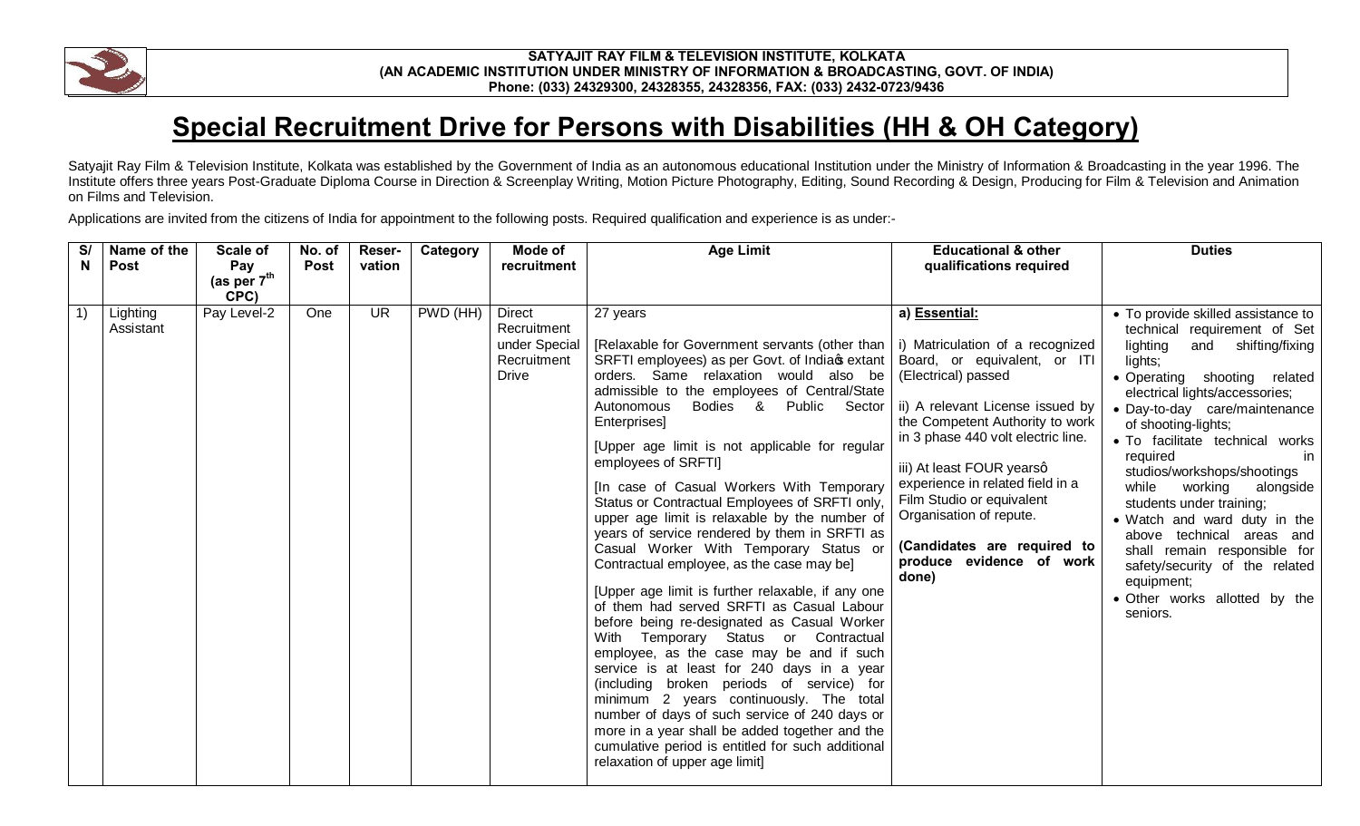**SATYAJIT RAY FILM & TELEVISION INSTITUTE, KOLKATA**
**(AN ACADEMIC INSTITUTION UNDER MINISTRY OF INFORMATION & BROADCASTING, GOVT. OF INDIA)**
**Phone: (033) 24329300, 24328355, 24328356, FAX: (033) 2432-0723/9436**

# Special Recruitment Drive for Persons with Disabilities (HH & OH Category)

Satyajit Ray Film & Television Institute, Kolkata was established by the Government of India as an autonomous educational Institution under the Ministry of Information & Broadcasting in the year 1996. The Institute offers three years Post-Graduate Diploma Course in Direction & Screenplay Writing, Motion Picture Photography, Editing, Sound Recording & Design, Producing for Film & Television and Animation on Films and Television.

Applications are invited from the citizens of India for appointment to the following posts. Required qualification and experience is as under:-

| S/N | Name of the Post | Scale of Pay (as per 7th CPC) | No. of Post | Reser-vation | Category | Mode of recruitment | Age Limit | Educational & other qualifications required | Duties |
|---|---|---|---|---|---|---|---|---|---|
| 1) | Lighting Assistant | Pay Level-2 | One | UR | PWD (HH) | Direct Recruitment under Special Recruitment Drive | 27 years<br><br>[Relaxable for Government servants (other than SRFTI employees) as per Govt. of India's extant orders. Same relaxation would also be admissible to the employees of Central/State Autonomous Bodies & Public Sector Enterprises]<br><br>[Upper age limit is not applicable for regular employees of SRFTI]<br><br>[In case of Casual Workers With Temporary Status or Contractual Employees of SRFTI only, upper age limit is relaxable by the number of years of service rendered by them in SRFTI as Casual Worker With Temporary Status or Contractual employee, as the case may be]<br><br>[Upper age limit is further relaxable, if any one of them had served SRFTI as Casual Labour before being re-designated as Casual Worker With Temporary Status or Contractual employee, as the case may be and if such service is at least for 240 days in a year (including broken periods of service) for minimum 2 years continuously. The total number of days of such service of 240 days or more in a year shall be added together and the cumulative period is entitled for such additional relaxation of upper age limit] | **a) Essential:**<br><br>i) Matriculation of a recognized Board, or equivalent, or ITI (Electrical) passed<br><br>ii) A relevant License issued by the Competent Authority to work in 3 phase 440 volt electric line.<br><br>iii) At least FOUR years' experience in related field in a Film Studio or equivalent Organisation of repute.<br><br>**(Candidates are required to produce evidence of work done)** | • To provide skilled assistance to technical requirement of Set lighting and shifting/fixing lights;<br>• Operating shooting related electrical lights/accessories;<br>• Day-to-day care/maintenance of shooting-lights;<br>• To facilitate technical works required in studios/workshops/shootings while working alongside students under training;<br>• Watch and ward duty in the above technical areas and shall remain responsible for safety/security of the related equipment;<br>• Other works allotted by the seniors. |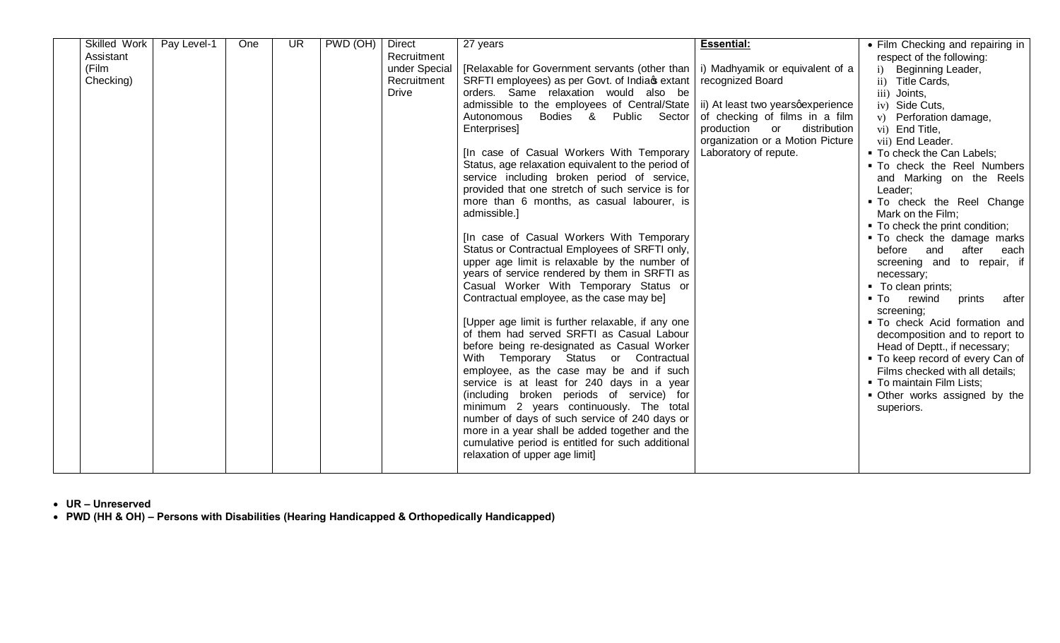| | | | | | | | | | |
|---|---|---|---|---|---|---|---|---|---|
| | Skilled Work Assistant (Film Checking) | Pay Level-1 | One | UR | PWD (OH) | Direct Recruitment under Special Recruitment Drive | 27 years<br><br>[Relaxable for Government servants (other than SRFTI employees) as per Govt. of India's extant orders. Same relaxation would also be admissible to the employees of Central/State Autonomous Bodies & Public Sector Enterprises]<br><br>[In case of Casual Workers With Temporary Status, age relaxation equivalent to the period of service including broken period of service, provided that one stretch of such service is for more than 6 months, as casual labourer, is admissible.]<br><br>[In case of Casual Workers With Temporary Status or Contractual Employees of SRFTI only, upper age limit is relaxable by the number of years of service rendered by them in SRFTI as Casual Worker With Temporary Status or Contractual employee, as the case may be]<br><br>[Upper age limit is further relaxable, if any one of them had served SRFTI as Casual Labour before being re-designated as Casual Worker With Temporary Status or Contractual employee, as the case may be and if such service is at least for 240 days in a year (including broken periods of service) for minimum 2 years continuously. The total number of days of such service of 240 days or more in a year shall be added together and the cumulative period is entitled for such additional relaxation of upper age limit] | **Essential:**<br><br>i) Madhyamik or equivalent of a recognized Board<br><br>ii) At least two years' experience of checking of films in a film production or distribution organization or a Motion Picture Laboratory of repute. | • Film Checking and repairing in respect of the following:<br>i) Beginning Leader,<br>ii) Title Cards,<br>iii) Joints,<br>iv) Side Cuts,<br>v) Perforation damage,<br>vi) End Title,<br>vii) End Leader.<br>▪ To check the Can Labels;<br>▪ To check the Reel Numbers and Marking on the Reels Leader;<br>▪ To check the Reel Change Mark on the Film;<br>▪ To check the print condition;<br>▪ To check the damage marks before and after each screening and to repair, if necessary;<br>▪ To clean prints;<br>▪ To rewind prints after screening;<br>▪ To check Acid formation and decomposition and to report to Head of Deptt., if necessary;<br>▪ To keep record of every Can of Films checked with all details;<br>▪ To maintain Film Lists;<br>▪ Other works assigned by the superiors. |

- **UR – Unreserved**
- **PWD (HH & OH) – Persons with Disabilities (Hearing Handicapped & Orthopedically Handicapped)**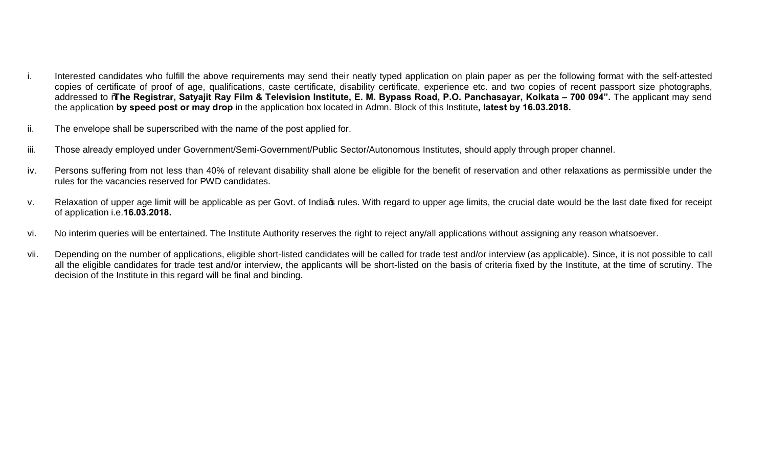i. Interested candidates who fulfill the above requirements may send their neatly typed application on plain paper as per the following format with the self-attested copies of certificate of proof of age, qualifications, caste certificate, disability certificate, experience etc. and two copies of recent passport size photographs, addressed to "**The Registrar, Satyajit Ray Film & Television Institute, E. M. Bypass Road, P.O. Panchasayar, Kolkata – 700 094".** The applicant may send the application **by speed post or may drop** in the application box located in Admn. Block of this Institute**, latest by 16.03.2018.**

ii. The envelope shall be superscribed with the name of the post applied for.

iii. Those already employed under Government/Semi-Government/Public Sector/Autonomous Institutes, should apply through proper channel.

iv. Persons suffering from not less than 40% of relevant disability shall alone be eligible for the benefit of reservation and other relaxations as permissible under the rules for the vacancies reserved for PWD candidates.

v. Relaxation of upper age limit will be applicable as per Govt. of India's rules. With regard to upper age limits, the crucial date would be the last date fixed for receipt of application i.e.**16.03.2018.**

vi. No interim queries will be entertained. The Institute Authority reserves the right to reject any/all applications without assigning any reason whatsoever.

vii. Depending on the number of applications, eligible short-listed candidates will be called for trade test and/or interview (as applicable). Since, it is not possible to call all the eligible candidates for trade test and/or interview, the applicants will be short-listed on the basis of criteria fixed by the Institute, at the time of scrutiny. The decision of the Institute in this regard will be final and binding.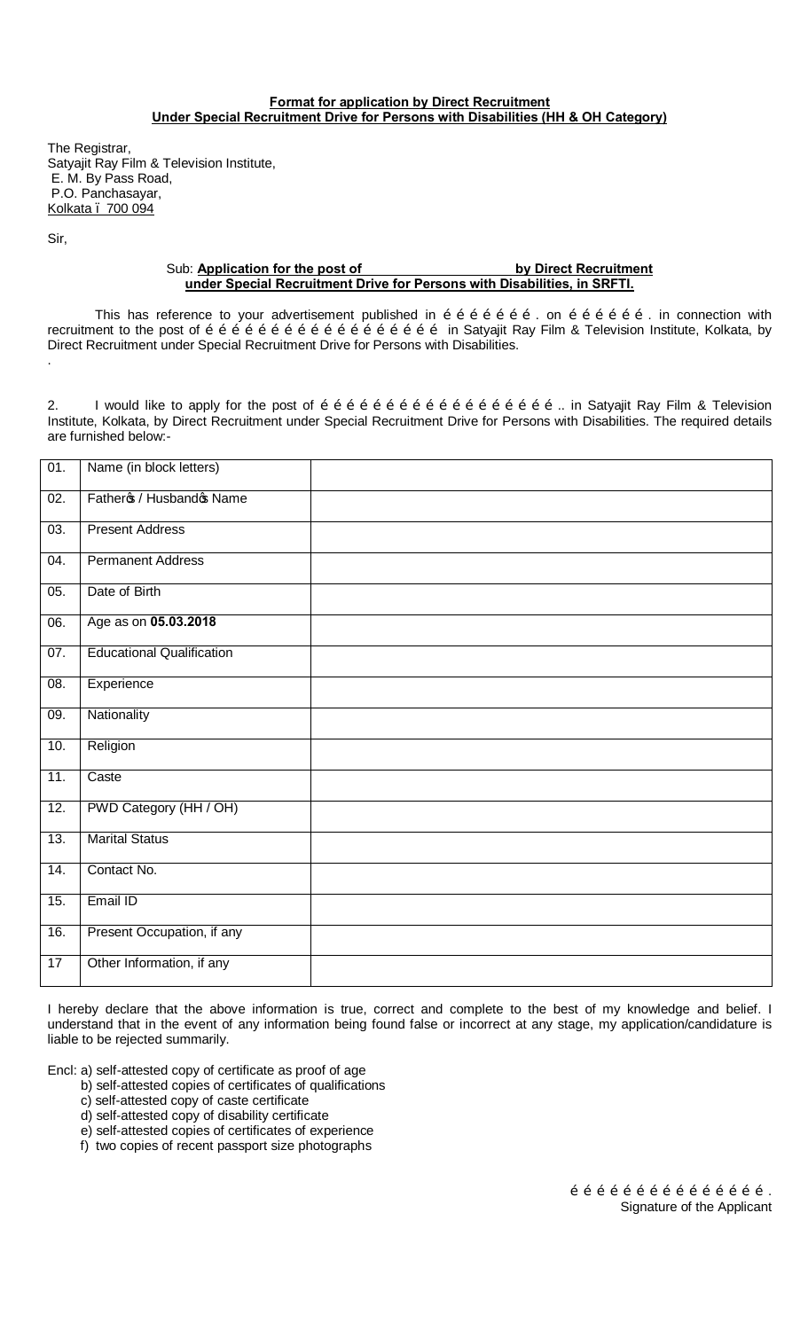**Format for application by Direct Recruitment**
**Under Special Recruitment Drive for Persons with Disabilities (HH & OH Category)**

The Registrar,
Satyajit Ray Film & Television Institute,
E. M. By Pass Road,
P.O. Panchasayar,
Kolkata – 700 094

Sir,

Sub: **Application for the post of \_\_\_\_\_\_\_\_\_\_\_\_\_\_\_\_\_\_\_\_ by Direct Recruitment under Special Recruitment Drive for Persons with Disabilities, in SRFTI.**

This has reference to your advertisement published in ……………… on …………… in connection with recruitment to the post of …………………………………… in Satyajit Ray Film & Television Institute, Kolkata, by Direct Recruitment under Special Recruitment Drive for Persons with Disabilities.

2. I would like to apply for the post of ………………………………………….. in Satyajit Ray Film & Television Institute, Kolkata, by Direct Recruitment under Special Recruitment Drive for Persons with Disabilities. The required details are furnished below:-

| | | |
|---|---|---|
| 01. | Name (in block letters) | |
| 02. | Father's / Husband's Name | |
| 03. | Present Address | |
| 04. | Permanent Address | |
| 05. | Date of Birth | |
| 06. | Age as on **05.03.2018** | |
| 07. | Educational Qualification | |
| 08. | Experience | |
| 09. | Nationality | |
| 10. | Religion | |
| 11. | Caste | |
| 12. | PWD Category (HH / OH) | |
| 13. | Marital Status | |
| 14. | Contact No. | |
| 15. | Email ID | |
| 16. | Present Occupation, if any | |
| 17 | Other Information, if any | |

I hereby declare that the above information is true, correct and complete to the best of my knowledge and belief. I understand that in the event of any information being found false or incorrect at any stage, my application/candidature is liable to be rejected summarily.

Encl: a) self-attested copy of certificate as proof of age
b) self-attested copies of certificates of qualifications
c) self-attested copy of caste certificate
d) self-attested copy of disability certificate
e) self-attested copies of certificates of experience
f) two copies of recent passport size photographs

……………………………….
Signature of the Applicant